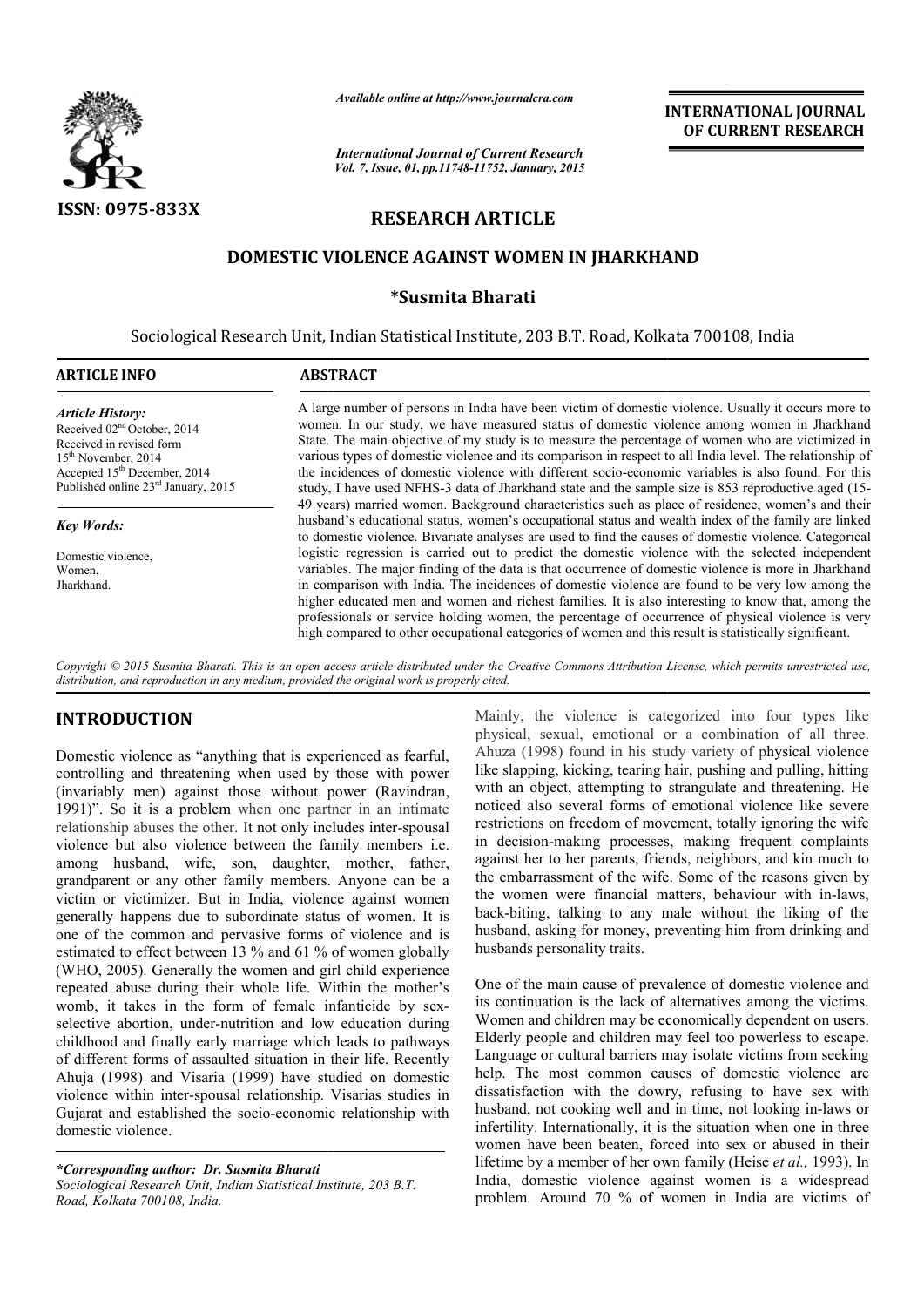# RESEARCH ARTICLE

## DOMESTIC VIOLENCE AGAINST WOMEN IN JHARKHAND

**\*Susmita Bharati**

Sociological Research Unit, Indian Statistical Institute, 203 B.T. Road, Kolkata 700108, India

**ARTICLE INFO**

*Article History:*
Received 02nd October, 2014
Received in revised form
15th November, 2014
Accepted 15th December, 2014
Published online 23rd January, 2015

*Key Words:*
Domestic violence,
Women,
Jharkhand.

**ABSTRACT**

A large number of persons in India have been victim of domestic violence. Usually it occurs more to women. In our study, we have measured status of domestic violence among women in Jharkhand State. The main objective of my study is to measure the percentage of women who are victimized in various types of domestic violence and its comparison in respect to all India level. The relationship of the incidences of domestic violence with different socio-economic variables is also found. For this study, I have used NFHS-3 data of Jharkhand state and the sample size is 853 reproductive aged (15-49 years) married women. Background characteristics such as place of residence, women's and their husband's educational status, women's occupational status and wealth index of the family are linked to domestic violence. Bivariate analyses are used to find the causes of domestic violence. Categorical logistic regression is carried out to predict the domestic violence with the selected independent variables. The major finding of the data is that occurrence of domestic violence is more in Jharkhand in comparison with India. The incidences of domestic violence are found to be very low among the higher educated men and women and richest families. It is also interesting to know that, among the professionals or service holding women, the percentage of occurrence of physical violence is very high compared to other occupational categories of women and this result is statistically significant.

*Copyright © 2015 Susmita Bharati. This is an open access article distributed under the Creative Commons Attribution License, which permits unrestricted use, distribution, and reproduction in any medium, provided the original work is properly cited.*

## INTRODUCTION

Domestic violence as "anything that is experienced as fearful, controlling and threatening when used by those with power (invariably men) against those without power (Ravindran, 1991)". So it is a problem when one partner in an intimate relationship abuses the other. It not only includes inter-spousal violence but also violence between the family members i.e. among husband, wife, son, daughter, mother, father, grandparent or any other family members. Anyone can be a victim or victimizer. But in India, violence against women generally happens due to subordinate status of women. It is one of the common and pervasive forms of violence and is estimated to effect between 13 % and 61 % of women globally (WHO, 2005). Generally the women and girl child experience repeated abuse during their whole life. Within the mother's womb, it takes in the form of female infanticide by sex-selective abortion, under-nutrition and low education during childhood and finally early marriage which leads to pathways of different forms of assaulted situation in their life. Recently Ahuja (1998) and Visaria (1999) have studied on domestic violence within inter-spousal relationship. Visarias studies in Gujarat and established the socio-economic relationship with domestic violence.

Mainly, the violence is categorized into four types like physical, sexual, emotional or a combination of all three. Ahuza (1998) found in his study variety of physical violence like slapping, kicking, tearing hair, pushing and pulling, hitting with an object, attempting to strangulate and threatening. He noticed also several forms of emotional violence like severe restrictions on freedom of movement, totally ignoring the wife in decision-making processes, making frequent complaints against her to her parents, friends, neighbors, and kin much to the embarrassment of the wife. Some of the reasons given by the women were financial matters, behaviour with in-laws, back-biting, talking to any male without the liking of the husband, asking for money, preventing him from drinking and husbands personality traits.

One of the main cause of prevalence of domestic violence and its continuation is the lack of alternatives among the victims. Women and children may be economically dependent on users. Elderly people and children may feel too powerless to escape. Language or cultural barriers may isolate victims from seeking help. The most common causes of domestic violence are dissatisfaction with the dowry, refusing to have sex with husband, not cooking well and in time, not looking in-laws or infertility. Internationally, it is the situation when one in three women have been beaten, forced into sex or abused in their lifetime by a member of her own family (Heise *et al.,* 1993). In India, domestic violence against women is a widespread problem. Around 70 % of women in India are victims of

*\*Corresponding author: Dr. Susmita Bharati*
*Sociological Research Unit, Indian Statistical Institute, 203 B.T. Road, Kolkata 700108, India.*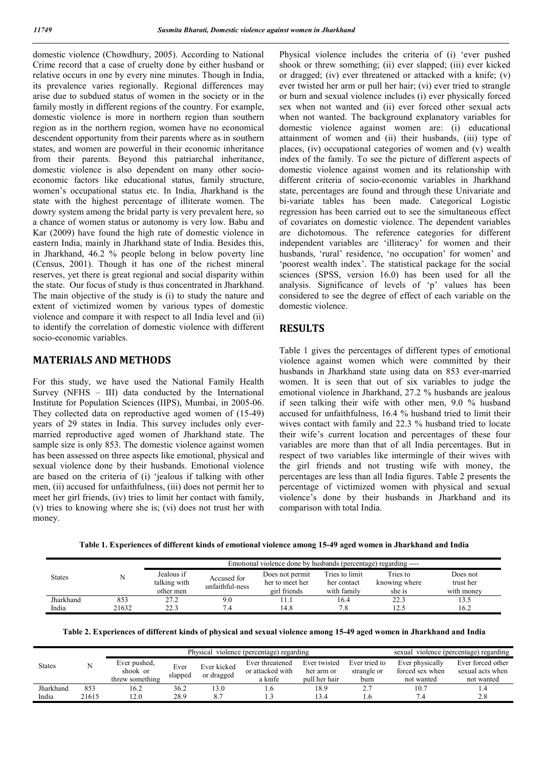domestic violence (Chowdhury, 2005). According to National Crime record that a case of cruelty done by either husband or relative occurs in one by every nine minutes. Though in India, its prevalence varies regionally. Regional differences may arise due to subdued status of women in the society or in the family mostly in different regions of the country. For example, domestic violence is more in northern region than southern region as in the northern region, women have no economical descendent opportunity from their parents where as in southern states, and women are powerful in their economic inheritance from their parents. Beyond this patriarchal inheritance, domestic violence is also dependent on many other socio-economic factors like educational status, family structure, women's occupational status etc. In India, Jharkhand is the state with the highest percentage of illiterate women. The dowry system among the bridal party is very prevalent here, so a chance of women status or autonomy is very low. Babu and Kar (2009) have found the high rate of domestic violence in eastern India, mainly in Jharkhand state of India. Besides this, in Jharkhand, 46.2 % people belong in below poverty line (Census, 2001). Though it has one of the richest mineral reserves, yet there is great regional and social disparity within the state. Our focus of study is thus concentrated in Jharkhand. The main objective of the study is (i) to study the nature and extent of victimized women by various types of domestic violence and compare it with respect to all India level and (ii) to identify the correlation of domestic violence with different socio-economic variables.

## MATERIALS AND METHODS

For this study, we have used the National Family Health Survey (NFHS – III) data conducted by the International Institute for Population Sciences (IIPS), Mumbai, in 2005-06. They collected data on reproductive aged women of (15-49) years of 29 states in India. This survey includes only ever-married reproductive aged women of Jharkhand state. The sample size is only 853. The domestic violence against women has been assessed on three aspects like emotional, physical and sexual violence done by their husbands. Emotional violence are based on the criteria of (i) 'jealous if talking with other men, (ii) accused for unfaithfulness, (iii) does not permit her to meet her girl friends, (iv) tries to limit her contact with family, (v) tries to knowing where she is; (vi) does not trust her with money.

Physical violence includes the criteria of (i) 'ever pushed shook or threw something; (ii) ever slapped; (iii) ever kicked or dragged; (iv) ever threatened or attacked with a knife; (v) ever twisted her arm or pull her hair; (vi) ever tried to strangle or burn and sexual violence includes (i) ever physically forced sex when not wanted and (ii) ever forced other sexual acts when not wanted. The background explanatory variables for domestic violence against women are: (i) educational attainment of women and (ii) their husbands, (iii) type of places, (iv) occupational categories of women and (v) wealth index of the family. To see the picture of different aspects of domestic violence against women and its relationship with different criteria of socio-economic variables in Jharkhand state, percentages are found and through these Univariate and bi-variate tables has been made. Categorical Logistic regression has been carried out to see the simultaneous effect of covariates on domestic violence. The dependent variables are dichotomous. The reference categories for different independent variables are 'illiteracy' for women and their husbands, 'rural' residence, 'no occupation' for women' and 'poorest wealth index'. The statistical package for the social sciences (SPSS, version 16.0) has been used for all the analysis. Significance of levels of 'p' values has been considered to see the degree of effect of each variable on the domestic violence.

## RESULTS

Table 1 gives the percentages of different types of emotional violence against women which were committed by their husbands in Jharkhand state using data on 853 ever-married women. It is seen that out of six variables to judge the emotional violence in Jharkhand, 27.2 % husbands are jealous if seen talking their wife with other men, 9.0 % husband accused for unfaithfulness, 16.4 % husband tried to limit their wives contact with family and 22.3 % husband tried to locate their wife's current location and percentages of these four variables are more than that of all India percentages. But in respect of two variables like intermingle of their wives with the girl friends and not trusting wife with money, the percentages are less than all India figures. Table 2 presents the percentage of victimized women with physical and sexual violence's done by their husbands in Jharkhand and its comparison with total India.

**Table 1. Experiences of different kinds of emotional violence among 15-49 aged women in Jharkhand and India**

| States | N | Emotional violence done by husbands (percentage) regarding ---- | | | | | |
|---|---|---|---|---|---|---|---|
| | | Jealous if talking with other men | Accused for unfaithful-ness | Does not permit her to meet her girl friends | Tries to limit her contact with family | Tries to knowing where she is | Does not trust her with money |
| Jharkhand | 853 | 27.2 | 9.0 | 11.1 | 16.4 | 22.3 | 13.5 |
| India | 21632 | 22.3 | 7.4 | 14.8 | 7.8 | 12.5 | 16.2 |

**Table 2. Experiences of different kinds of physical and sexual violence among 15-49 aged women in Jharkhand and India**

| States | N | Physical violence (percentage) regarding | | | | | | sexual violence (percentage) regarding | |
|---|---|---|---|---|---|---|---|---|---|
| | | Ever pushed, shook or threw something | Ever slapped | Ever kicked or dragged | Ever threatened or attacked with a knife | Ever twisted her arm or pull her hair | Ever tried to strangle or burn | Ever physically forced sex when not wanted | Ever forced other sexual acts when not wanted |
| Jharkhand | 853 | 16.2 | 36.2 | 13.0 | 1.6 | 18.9 | 2.7 | 10.7 | 1.4 |
| India | 21615 | 12.0 | 28.9 | 8.7 | 1.3 | 13.4 | 1.6 | 7.4 | 2.8 |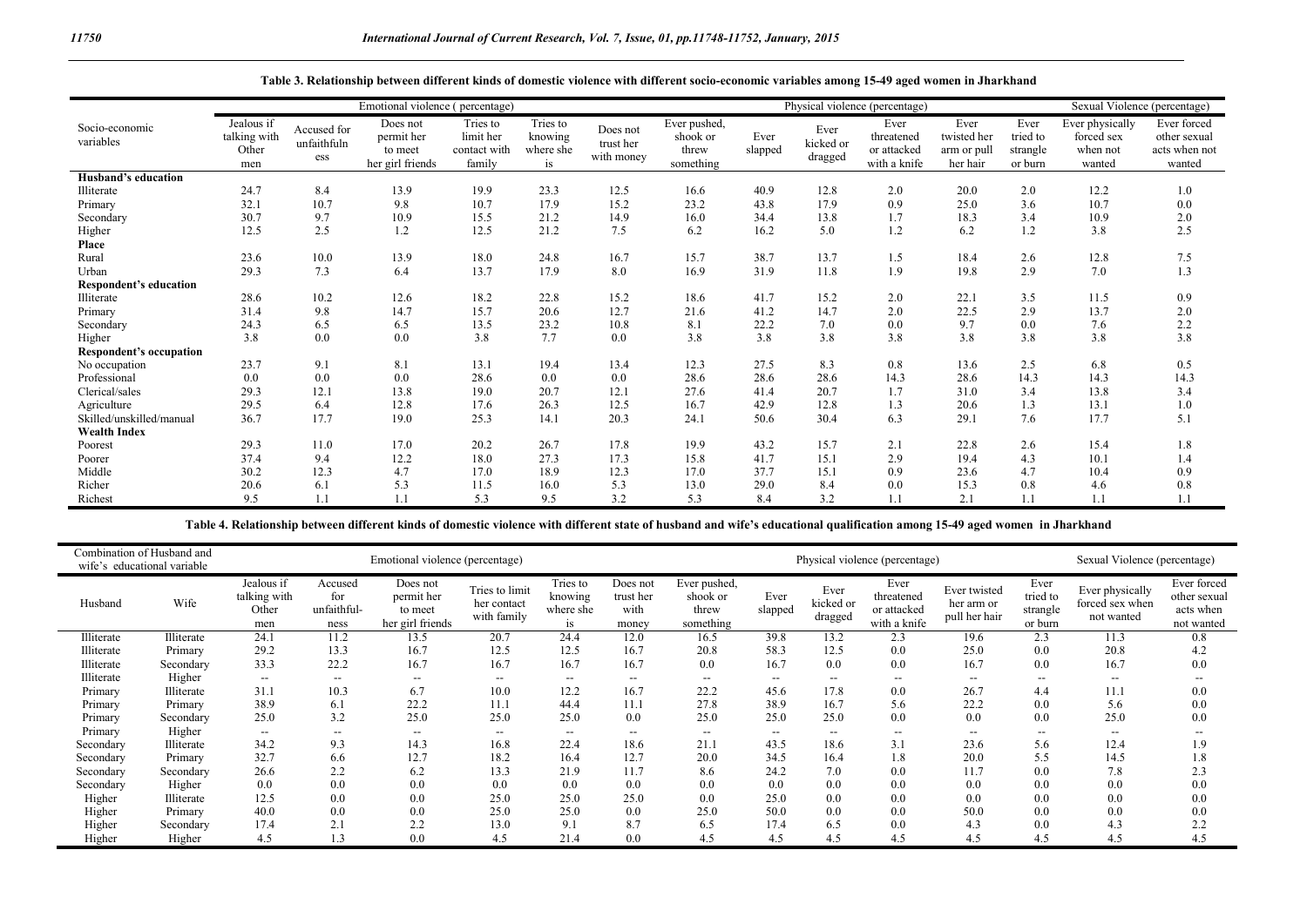**Table 3. Relationship between different kinds of domestic violence with different socio-economic variables among 15-49 aged women in Jharkhand**

| Socio-economic variables | Emotional violence ( percentage) | | | | | | Physical violence (percentage) | | | | | | Sexual Violence (percentage) | |
|---|---|---|---|---|---|---|---|---|---|---|---|---|---|---|
| | Jealous if talking with Other men | Accused for unfaithfulness | Does not permit her to meet her girl friends | Tries to limit her contact with family | Tries to knowing where she is | Does not trust her with money | Ever pushed, shook or threw something | Ever slapped | Ever kicked or dragged | Ever threatened or attacked with a knife | Ever twisted her arm or pull her hair | Ever tried to strangle or burn | Ever physically forced sex when not wanted | Ever forced other sexual acts when not wanted |
| **Husband's education** | | | | | | | | | | | | | | |
| Illiterate | 24.7 | 8.4 | 13.9 | 19.9 | 23.3 | 12.5 | 16.6 | 40.9 | 12.8 | 2.0 | 20.0 | 2.0 | 12.2 | 1.0 |
| Primary | 32.1 | 10.7 | 9.8 | 10.7 | 17.9 | 15.2 | 23.2 | 43.8 | 17.9 | 0.9 | 25.0 | 3.6 | 10.7 | 0.0 |
| Secondary | 30.7 | 9.7 | 10.9 | 15.5 | 21.2 | 14.9 | 16.0 | 34.4 | 13.8 | 1.7 | 18.3 | 3.4 | 10.9 | 2.0 |
| Higher | 12.5 | 2.5 | 1.2 | 12.5 | 21.2 | 7.5 | 6.2 | 16.2 | 5.0 | 1.2 | 6.2 | 1.2 | 3.8 | 2.5 |
| **Place** | | | | | | | | | | | | | | |
| Rural | 23.6 | 10.0 | 13.9 | 18.0 | 24.8 | 16.7 | 15.7 | 38.7 | 13.7 | 1.5 | 18.4 | 2.6 | 12.8 | 7.5 |
| Urban | 29.3 | 7.3 | 6.4 | 13.7 | 17.9 | 8.0 | 16.9 | 31.9 | 11.8 | 1.9 | 19.8 | 2.9 | 7.0 | 1.3 |
| **Respondent's education** | | | | | | | | | | | | | | |
| Illiterate | 28.6 | 10.2 | 12.6 | 18.2 | 22.8 | 15.2 | 18.6 | 41.7 | 15.2 | 2.0 | 22.1 | 3.5 | 11.5 | 0.9 |
| Primary | 31.4 | 9.8 | 14.7 | 15.7 | 20.6 | 12.7 | 21.6 | 41.2 | 14.7 | 2.0 | 22.5 | 2.9 | 13.7 | 2.0 |
| Secondary | 24.3 | 6.5 | 6.5 | 13.5 | 23.2 | 10.8 | 8.1 | 22.2 | 7.0 | 0.0 | 9.7 | 0.0 | 7.6 | 2.2 |
| Higher | 3.8 | 0.0 | 0.0 | 3.8 | 7.7 | 0.0 | 3.8 | 3.8 | 3.8 | 3.8 | 3.8 | 3.8 | 3.8 | 3.8 |
| **Respondent's occupation** | | | | | | | | | | | | | | |
| No occupation | 23.7 | 9.1 | 8.1 | 13.1 | 19.4 | 13.4 | 12.3 | 27.5 | 8.3 | 0.8 | 13.6 | 2.5 | 6.8 | 0.5 |
| Professional | 0.0 | 0.0 | 0.0 | 28.6 | 0.0 | 0.0 | 28.6 | 28.6 | 28.6 | 14.3 | 28.6 | 14.3 | 14.3 | 14.3 |
| Clerical/sales | 29.3 | 12.1 | 13.8 | 19.0 | 20.7 | 12.1 | 27.6 | 41.4 | 20.7 | 1.7 | 31.0 | 3.4 | 13.8 | 3.4 |
| Agriculture | 29.5 | 6.4 | 12.8 | 17.6 | 26.3 | 12.5 | 16.7 | 42.9 | 12.8 | 1.3 | 20.6 | 1.3 | 13.1 | 1.0 |
| Skilled/unskilled/manual | 36.7 | 17.7 | 19.0 | 25.3 | 14.1 | 20.3 | 24.1 | 50.6 | 30.4 | 6.3 | 29.1 | 7.6 | 17.7 | 5.1 |
| **Wealth Index** | | | | | | | | | | | | | | |
| Poorest | 29.3 | 11.0 | 17.0 | 20.2 | 26.7 | 17.8 | 19.9 | 43.2 | 15.7 | 2.1 | 22.8 | 2.6 | 15.4 | 1.8 |
| Poorer | 37.4 | 9.4 | 12.2 | 18.0 | 27.3 | 17.3 | 15.8 | 41.7 | 15.1 | 2.9 | 19.4 | 4.3 | 10.1 | 1.4 |
| Middle | 30.2 | 12.3 | 4.7 | 17.0 | 18.9 | 12.3 | 17.0 | 37.7 | 15.1 | 0.9 | 23.6 | 4.7 | 10.4 | 0.9 |
| Richer | 20.6 | 6.1 | 5.3 | 11.5 | 16.0 | 5.3 | 13.0 | 29.0 | 8.4 | 0.0 | 15.3 | 0.8 | 4.6 | 0.8 |
| Richest | 9.5 | 1.1 | 1.1 | 5.3 | 9.5 | 3.2 | 5.3 | 8.4 | 3.2 | 1.1 | 2.1 | 1.1 | 1.1 | 1.1 |

**Table 4. Relationship between different kinds of domestic violence with different state of husband and wife's educational qualification among 15-49 aged women in Jharkhand**

| Combination of Husband and wife's educational variable | | Emotional violence (percentage) | | | | | | Physical violence (percentage) | | | | | | Sexual Violence (percentage) | |
|---|---|---|---|---|---|---|---|---|---|---|---|---|---|---|---|
| Husband | Wife | Jealous if talking with Other men | Accused for unfaithful-ness | Does not permit her to meet her girl friends | Tries to limit her contact with family | Tries to knowing where she is | Does not trust her with money | Ever pushed, shook or threw something | Ever slapped | Ever kicked or dragged | Ever threatened or attacked with a knife | Ever twisted her arm or pull her hair | Ever tried to strangle or burn | Ever physically forced sex when not wanted | Ever forced other sexual acts when not wanted |
| Illiterate | Illiterate | 24.1 | 11.2 | 13.5 | 20.7 | 24.4 | 12.0 | 16.5 | 39.8 | 13.2 | 2.3 | 19.6 | 2.3 | 11.3 | 0.8 |
| Illiterate | Primary | 29.2 | 13.3 | 16.7 | 12.5 | 12.5 | 16.7 | 20.8 | 58.3 | 12.5 | 0.0 | 25.0 | 0.0 | 20.8 | 4.2 |
| Illiterate | Secondary | 33.3 | 22.2 | 16.7 | 16.7 | 16.7 | 16.7 | 0.0 | 16.7 | 0.0 | 0.0 | 16.7 | 0.0 | 16.7 | 0.0 |
| Illiterate | Higher | -- | -- | -- | -- | -- | -- | -- | -- | -- | -- | -- | -- | -- | -- |
| Primary | Illiterate | 31.1 | 10.3 | 6.7 | 10.0 | 12.2 | 16.7 | 22.2 | 45.6 | 17.8 | 0.0 | 26.7 | 4.4 | 11.1 | 0.0 |
| Primary | Primary | 38.9 | 6.1 | 22.2 | 11.1 | 44.4 | 11.1 | 27.8 | 38.9 | 16.7 | 5.6 | 22.2 | 0.0 | 5.6 | 0.0 |
| Primary | Secondary | 25.0 | 3.2 | 25.0 | 25.0 | 25.0 | 0.0 | 25.0 | 25.0 | 25.0 | 0.0 | 0.0 | 0.0 | 25.0 | 0.0 |
| Primary | Higher | -- | -- | -- | -- | -- | -- | -- | -- | -- | -- | -- | -- | -- | -- |
| Secondary | Illiterate | 34.2 | 9.3 | 14.3 | 16.8 | 22.4 | 18.6 | 21.1 | 43.5 | 18.6 | 3.1 | 23.6 | 5.6 | 12.4 | 1.9 |
| Secondary | Primary | 32.7 | 6.6 | 12.7 | 18.2 | 16.4 | 12.7 | 20.0 | 34.5 | 16.4 | 1.8 | 20.0 | 5.5 | 14.5 | 1.8 |
| Secondary | Secondary | 26.6 | 2.2 | 6.2 | 13.3 | 21.9 | 11.7 | 8.6 | 24.2 | 7.0 | 0.0 | 11.7 | 0.0 | 7.8 | 2.3 |
| Secondary | Higher | 0.0 | 0.0 | 0.0 | 0.0 | 0.0 | 0.0 | 0.0 | 0.0 | 0.0 | 0.0 | 0.0 | 0.0 | 0.0 | 0.0 |
| Higher | Illiterate | 12.5 | 0.0 | 0.0 | 25.0 | 25.0 | 25.0 | 0.0 | 25.0 | 0.0 | 0.0 | 0.0 | 0.0 | 0.0 | 0.0 |
| Higher | Primary | 40.0 | 0.0 | 0.0 | 25.0 | 25.0 | 0.0 | 25.0 | 50.0 | 0.0 | 0.0 | 50.0 | 0.0 | 0.0 | 0.0 |
| Higher | Secondary | 17.4 | 2.1 | 2.2 | 13.0 | 9.1 | 8.7 | 6.5 | 17.4 | 6.5 | 0.0 | 4.3 | 0.0 | 4.3 | 2.2 |
| Higher | Higher | 4.5 | 1.3 | 0.0 | 4.5 | 21.4 | 0.0 | 4.5 | 4.5 | 4.5 | 4.5 | 4.5 | 4.5 | 4.5 | 4.5 |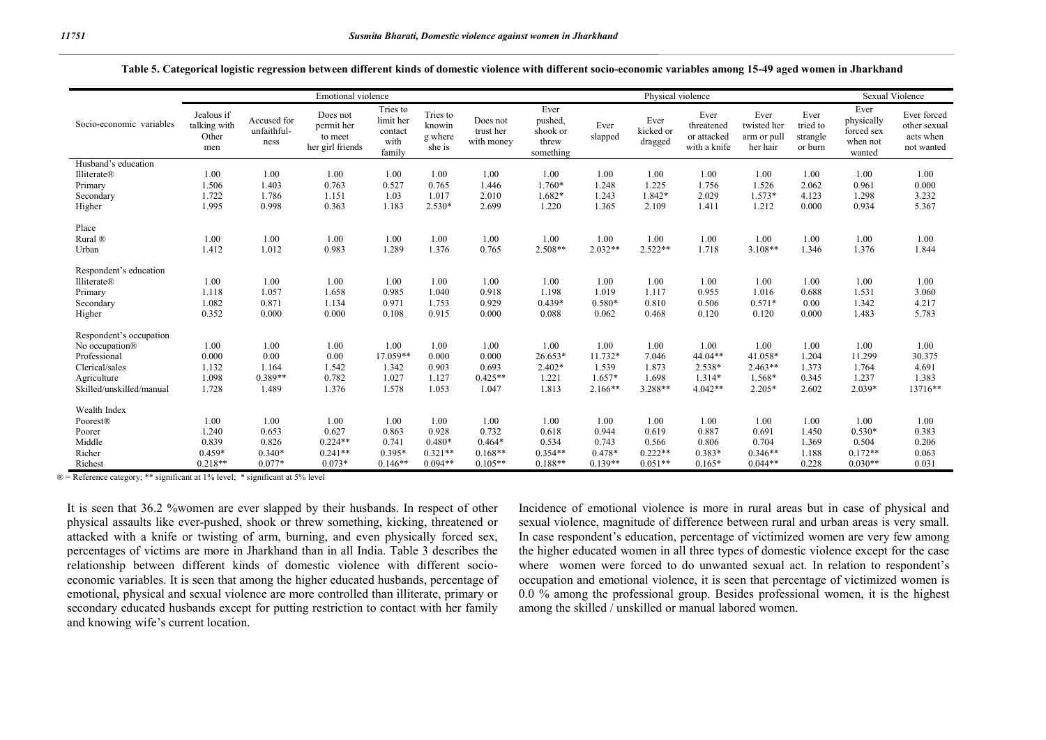**Table 5. Categorical logistic regression between different kinds of domestic violence with different socio-economic variables among 15-49 aged women in Jharkhand**

| Socio-economic variables | Emotional violence | | | | | | Physical violence | | | | | | Sexual Violence | |
|---|---|---|---|---|---|---|---|---|---|---|---|---|---|---|
| | Jealous if talking with Other men | Accused for unfaithful-ness | Does not permit her to meet her girl friends | Tries to limit her contact with family | Tries to knowing where she is | Does not trust her with money | Ever pushed, shook or threw something | Ever slapped | Ever kicked or dragged | Ever threatened or attacked with a knife | Ever twisted her arm or pull her hair | Ever tried to strangle or burn | Ever physically forced sex when not wanted | Ever forced other sexual acts when not wanted |
| **Husband's education** | | | | | | | | | | | | | | |
| Illiterate® | 1.00 | 1.00 | 1.00 | 1.00 | 1.00 | 1.00 | 1.00 | 1.00 | 1.00 | 1.00 | 1.00 | 1.00 | 1.00 | 1.00 |
| Primary | 1.506 | 1.403 | 0.763 | 0.527 | 0.765 | 1.446 | 1.760* | 1.248 | 1.225 | 1.756 | 1.526 | 2.062 | 0.961 | 0.000 |
| Secondary | 1.722 | 1.786 | 1.151 | 1.03 | 1.017 | 2.010 | 1.682* | 1.243 | 1.842* | 2.029 | 1.573* | 4.123 | 1.298 | 3.232 |
| Higher | 1.995 | 0.998 | 0.363 | 1.183 | 2.530* | 2.699 | 1.220 | 1.365 | 2.109 | 1.411 | 1.212 | 0.000 | 0.934 | 5.367 |
| **Place** | | | | | | | | | | | | | | |
| Rural ® | 1.00 | 1.00 | 1.00 | 1.00 | 1.00 | 1.00 | 1.00 | 1.00 | 1.00 | 1.00 | 1.00 | 1.00 | 1.00 | 1.00 |
| Urban | 1.412 | 1.012 | 0.983 | 1.289 | 1.376 | 0.765 | 2.508** | 2.032** | 2.522** | 1.718 | 3.108** | 1.346 | 1.376 | 1.844 |
| **Respondent's education** | | | | | | | | | | | | | | |
| Illiterate® | 1.00 | 1.00 | 1.00 | 1.00 | 1.00 | 1.00 | 1.00 | 1.00 | 1.00 | 1.00 | 1.00 | 1.00 | 1.00 | 1.00 |
| Primary | 1.118 | 1.057 | 1.658 | 0.985 | 1.040 | 0.918 | 1.198 | 1.019 | 1.117 | 0.955 | 1.016 | 0.688 | 1.531 | 3.060 |
| Secondary | 1.082 | 0.871 | 1.134 | 0.971 | 1.753 | 0.929 | 0.439* | 0.580* | 0.810 | 0.506 | 0.571* | 0.00 | 1.342 | 4.217 |
| Higher | 0.352 | 0.000 | 0.000 | 0.108 | 0.915 | 0.000 | 0.088 | 0.062 | 0.468 | 0.120 | 0.120 | 0.000 | 1.483 | 5.783 |
| **Respondent's occupation** | | | | | | | | | | | | | | |
| No occupation® | 1.00 | 1.00 | 1.00 | 1.00 | 1.00 | 1.00 | 1.00 | 1.00 | 1.00 | 1.00 | 1.00 | 1.00 | 1.00 | 1.00 |
| Professional | 0.000 | 0.00 | 0.00 | 17.059** | 0.000 | 0.000 | 26.653* | 11.732* | 7.046 | 44.04** | 41.058* | 1.204 | 11.299 | 30.375 |
| Clerical/sales | 1.132 | 1.164 | 1.542 | 1.342 | 0.903 | 0.693 | 2.402* | 1.539 | 1.873 | 2.538* | 2.463** | 1.373 | 1.764 | 4.691 |
| Agriculture | 1.098 | 0.389** | 0.782 | 1.027 | 1.127 | 0.425** | 1.221 | 1.657* | 1.698 | 1.314* | 1.568* | 0.345 | 1.237 | 1.383 |
| Skilled/unskilled/manual | 1.728 | 1.489 | 1.376 | 1.578 | 1.053 | 1.047 | 1.813 | 2.166** | 3.288** | 4.042** | 2.205* | 2.602 | 2.039* | 13716** |
| **Wealth Index** | | | | | | | | | | | | | | |
| Poorest® | 1.00 | 1.00 | 1.00 | 1.00 | 1.00 | 1.00 | 1.00 | 1.00 | 1.00 | 1.00 | 1.00 | 1.00 | 1.00 | 1.00 |
| Poorer | 1.240 | 0.653 | 0.627 | 0.863 | 0.928 | 0.732 | 0.618 | 0.944 | 0.619 | 0.887 | 0.691 | 1.450 | 0.530* | 0.383 |
| Middle | 0.839 | 0.826 | 0.224** | 0.741 | 0.480* | 0.464* | 0.534 | 0.743 | 0.566 | 0.806 | 0.704 | 1.369 | 0.504 | 0.206 |
| Richer | 0.459* | 0.340* | 0.241** | 0.395* | 0.321** | 0.168** | 0.354** | 0.478* | 0.222** | 0.383* | 0.346** | 1.188 | 0.172** | 0.063 |
| Richest | 0.218** | 0.077* | 0.073* | 0.146** | 0.094** | 0.105** | 0.188** | 0.139** | 0.051** | 0.165* | 0.044** | 0.228 | 0.030** | 0.031 |

® = Reference category; ** significant at 1% level; * significant at 5% level

It is seen that 36.2 %women are ever slapped by their husbands. In respect of other physical assaults like ever-pushed, shook or threw something, kicking, threatened or attacked with a knife or twisting of arm, burning, and even physically forced sex, percentages of victims are more in Jharkhand than in all India. Table 3 describes the relationship between different kinds of domestic violence with different socio-economic variables. It is seen that among the higher educated husbands, percentage of emotional, physical and sexual violence are more controlled than illiterate, primary or secondary educated husbands except for putting restriction to contact with her family and knowing wife's current location.

Incidence of emotional violence is more in rural areas but in case of physical and sexual violence, magnitude of difference between rural and urban areas is very small. In case respondent's education, percentage of victimized women are very few among the higher educated women in all three types of domestic violence except for the case where women were forced to do unwanted sexual act. In relation to respondent's occupation and emotional violence, it is seen that percentage of victimized women is 0.0 % among the professional group. Besides professional women, it is the highest among the skilled / unskilled or manual labored women.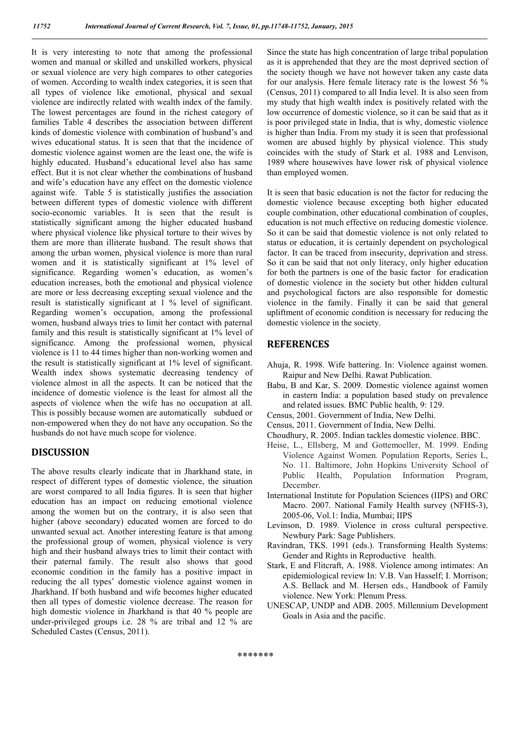It is very interesting to note that among the professional women and manual or skilled and unskilled workers, physical or sexual violence are very high compares to other categories of women. According to wealth index categories, it is seen that all types of violence like emotional, physical and sexual violence are indirectly related with wealth index of the family. The lowest percentages are found in the richest category of families Table 4 describes the association between different kinds of domestic violence with combination of husband's and wives educational status. It is seen that that the incidence of domestic violence against women are the least one, the wife is highly educated. Husband's educational level also has same effect. But it is not clear whether the combinations of husband and wife's education have any effect on the domestic violence against wife. Table 5 is statistically justifies the association between different types of domestic violence with different socio-economic variables. It is seen that the result is statistically significant among the higher educated husband where physical violence like physical torture to their wives by them are more than illiterate husband. The result shows that among the urban women, physical violence is more than rural women and it is statistically significant at 1% level of significance. Regarding women's education, as women's education increases, both the emotional and physical violence are more or less decreasing excepting sexual violence and the result is statistically significant at 1 % level of significant. Regarding women's occupation, among the professional women, husband always tries to limit her contact with paternal family and this result is statistically significant at 1% level of significance. Among the professional women, physical violence is 11 to 44 times higher than non-working women and the result is statistically significant at 1% level of significant. Wealth index shows systematic decreasing tendency of violence almost in all the aspects. It can be noticed that the incidence of domestic violence is the least for almost all the aspects of violence when the wife has no occupation at all. This is possibly because women are automatically subdued or non-empowered when they do not have any occupation. So the husbands do not have much scope for violence.

## DISCUSSION

The above results clearly indicate that in Jharkhand state, in respect of different types of domestic violence, the situation are worst compared to all India figures. It is seen that higher education has an impact on reducing emotional violence among the women but on the contrary, it is also seen that higher (above secondary) educated women are forced to do unwanted sexual act. Another interesting feature is that among the professional group of women, physical violence is very high and their husband always tries to limit their contact with their paternal family. The result also shows that good economic condition in the family has a positive impact in reducing the all types' domestic violence against women in Jharkhand. If both husband and wife becomes higher educated then all types of domestic violence decrease. The reason for high domestic violence in Jharkhand is that 40 % people are under-privileged groups i.e. 28 % are tribal and 12 % are Scheduled Castes (Census, 2011).

Since the state has high concentration of large tribal population as it is apprehended that they are the most deprived section of the society though we have not however taken any caste data for our analysis. Here female literacy rate is the lowest 56 % (Census, 2011) compared to all India level. It is also seen from my study that high wealth index is positively related with the low occurrence of domestic violence, so it can be said that as it is poor privileged state in India, that is why, domestic violence is higher than India. From my study it is seen that professional women are abused highly by physical violence. This study coincides with the study of Stark et al. 1988 and Lenvison, 1989 where housewives have lower risk of physical violence than employed women.

It is seen that basic education is not the factor for reducing the domestic violence because excepting both higher educated couple combination, other educational combination of couples, education is not much effective on reducing domestic violence. So it can be said that domestic violence is not only related to status or education, it is certainly dependent on psychological factor. It can be traced from insecurity, deprivation and stress. So it can be said that not only literacy, only higher education for both the partners is one of the basic factor for eradication of domestic violence in the society but other hidden cultural and psychological factors are also responsible for domestic violence in the family. Finally it can be said that general upliftment of economic condition is necessary for reducing the domestic violence in the society.

## REFERENCES

Ahuja, R. 1998. Wife battering. In: Violence against women. Raipur and New Delhi. Rawat Publication.

Babu, B and Kar, S. 2009. Domestic violence against women in eastern India: a population based study on prevalence and related issues. BMC Public health, 9: 129.

Census, 2001. Government of India, New Delhi.

Census, 2011. Government of India, New Delhi.

Choudhury, R. 2005. Indian tackles domestic violence. BBC.

Heise, L., Ellsberg, M and Gottemoeller, M. 1999. Ending Violence Against Women*.* Population Reports, Series L, No. 11. Baltimore, John Hopkins University School of Public Health, Population Information Program, December.

International Institute for Population Sciences (IIPS) and ORC Macro. 2007. National Family Health survey (NFHS-3), 2005-06, Vol.1: India, Mumbai; IIPS

Levinson, D. 1989. Violence in cross cultural perspective. Newbury Park: Sage Publishers.

Ravindran, TKS. 1991 (eds.). Transforming Health Systems: Gender and Rights in Reproductive health.

Stark, E and Flitcraft, A. 1988. Violence among intimates: An epidemiological review In: V.B. Van Hasself; I. Morrison; A.S. Bellack and M. Hersen eds., Handbook of Family violence. New York: Plenum Press.

UNESCAP, UNDP and ADB. 2005. Millennium Development Goals in Asia and the pacific.

\*\*\*\*\*\*\*